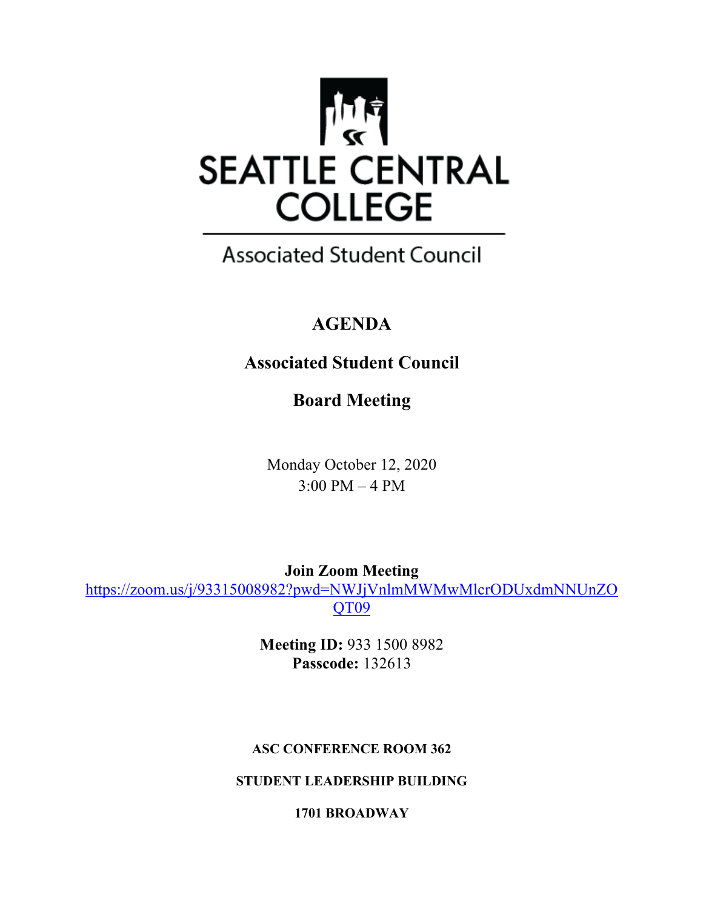# SEATTLE CENTRAL COLLEGE

Associated Student Council

## AGENDA

## Associated Student Council

## Board Meeting

Monday October 12, 2020
3:00 PM – 4 PM

**Join Zoom Meeting**
https://zoom.us/j/93315008982?pwd=NWJjVnlmMWMwMlcrODUxdmNNUnZOQT09

**Meeting ID:** 933 1500 8982
**Passcode:** 132613

**ASC CONFERENCE ROOM 362**

**STUDENT LEADERSHIP BUILDING**

**1701 BROADWAY**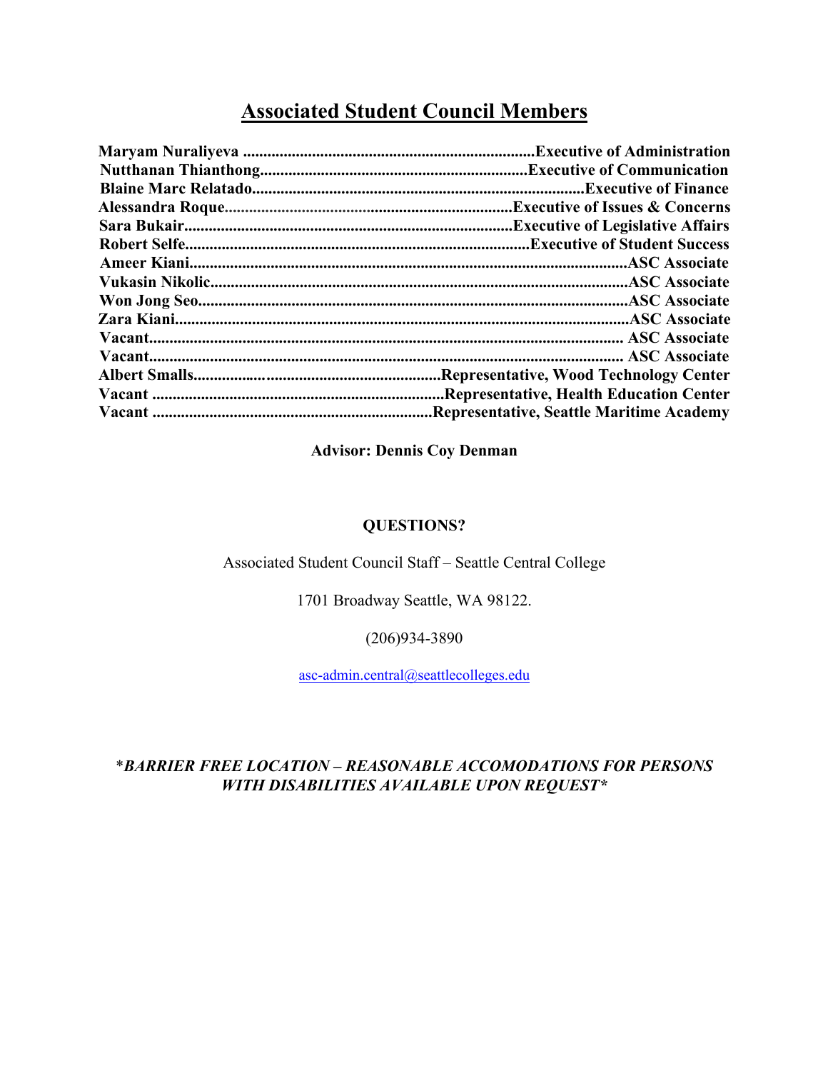## Associated Student Council Members

**Maryam Nuraliyeva .......................................................................Executive of Administration**
**Nutthanan Thianthong.................................................................Executive of Communication**
**Blaine Marc Relatado.................................................................................Executive of Finance**
**Alessandra Roque.......................................................................Executive of Issues & Concerns**
**Sara Bukair.................................................................................Executive of Legislative Affairs**
**Robert Selfe....................................................................................Executive of Student Success**
**Ameer Kiani...........................................................................................................ASC Associate**
**Vukasin Nikolic......................................................................................................ASC Associate**
**Won Jong Seo........................................................................................................ASC Associate**
**Zara Kiani..............................................................................................................ASC Associate**
**Vacant.................................................................................................................... ASC Associate**
**Vacant.................................................................................................................... ASC Associate**
**Albert Smalls..............................................................Representative, Wood Technology Center**
**Vacant .......................................................................Representative, Health Education Center**
**Vacant ....................................................................Representative, Seattle Maritime Academy**

**Advisor: Dennis Coy Denman**

**QUESTIONS?**

Associated Student Council Staff – Seattle Central College

1701 Broadway Seattle, WA 98122.

(206)934-3890

asc-admin.central@seattlecolleges.edu

****BARRIER FREE LOCATION – REASONABLE ACCOMODATIONS FOR PERSONS WITH DISABILITIES AVAILABLE UPON REQUEST****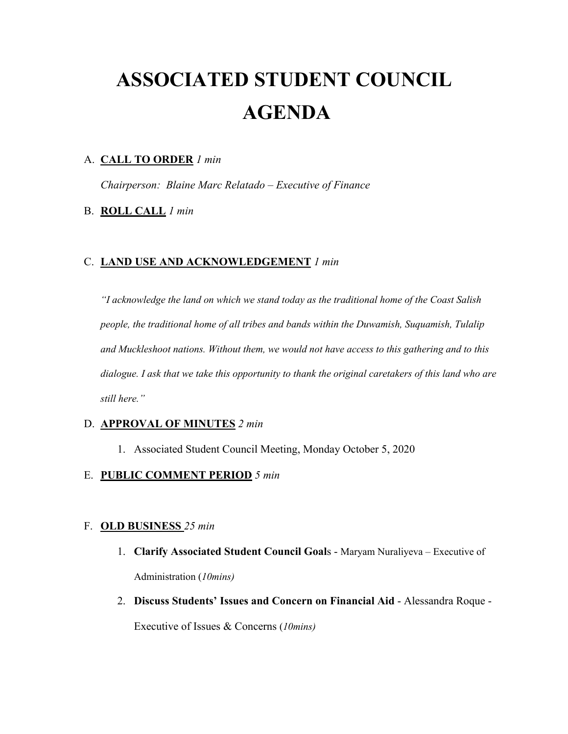# ASSOCIATED STUDENT COUNCIL AGENDA

A. **CALL TO ORDER** *1 min*

*Chairperson: Blaine Marc Relatado – Executive of Finance*

B. **ROLL CALL** *1 min*

C. **LAND USE AND ACKNOWLEDGEMENT** *1 min*

*"I acknowledge the land on which we stand today as the traditional home of the Coast Salish people, the traditional home of all tribes and bands within the Duwamish, Suquamish, Tulalip and Muckleshoot nations. Without them, we would not have access to this gathering and to this dialogue. I ask that we take this opportunity to thank the original caretakers of this land who are still here."*

D. **APPROVAL OF MINUTES** *2 min*

1. Associated Student Council Meeting, Monday October 5, 2020

E. **PUBLIC COMMENT PERIOD** *5 min*

F. **OLD BUSINESS** *25 min*

1. **Clarify Associated Student Council Goals** - Maryam Nuraliyeva – Executive of Administration (*10mins)*
2. **Discuss Students' Issues and Concern on Financial Aid** - Alessandra Roque - Executive of Issues & Concerns (*10mins)*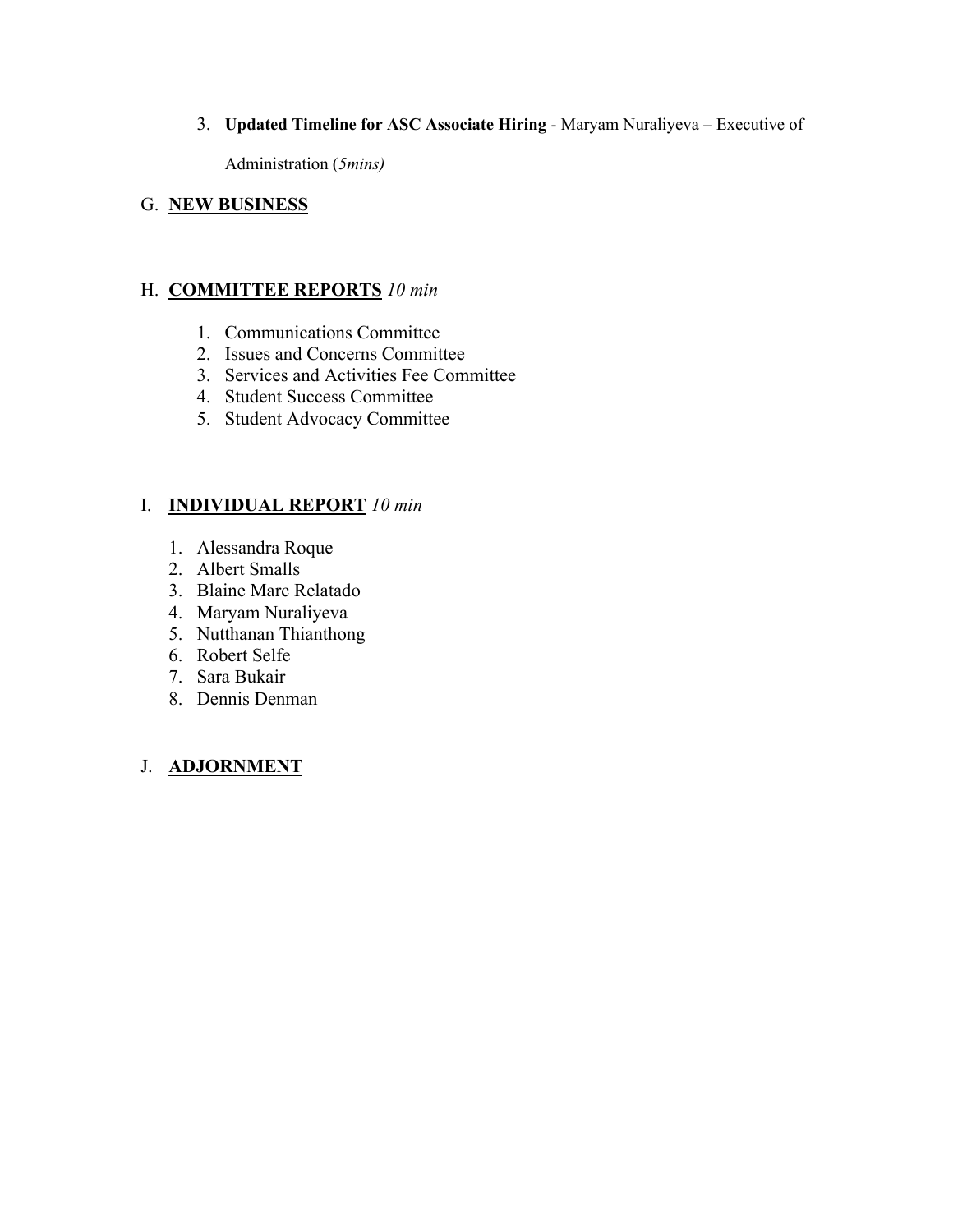3. **Updated Timeline for ASC Associate Hiring** - Maryam Nuraliyeva – Executive of Administration (*5mins)*

G. **NEW BUSINESS**

H. **COMMITTEE REPORTS** *10 min*

1. Communications Committee
2. Issues and Concerns Committee
3. Services and Activities Fee Committee
4. Student Success Committee
5. Student Advocacy Committee

I. **INDIVIDUAL REPORT** *10 min*

1. Alessandra Roque
2. Albert Smalls
3. Blaine Marc Relatado
4. Maryam Nuraliyeva
5. Nutthanan Thianthong
6. Robert Selfe
7. Sara Bukair
8. Dennis Denman

J. **ADJORNMENT**